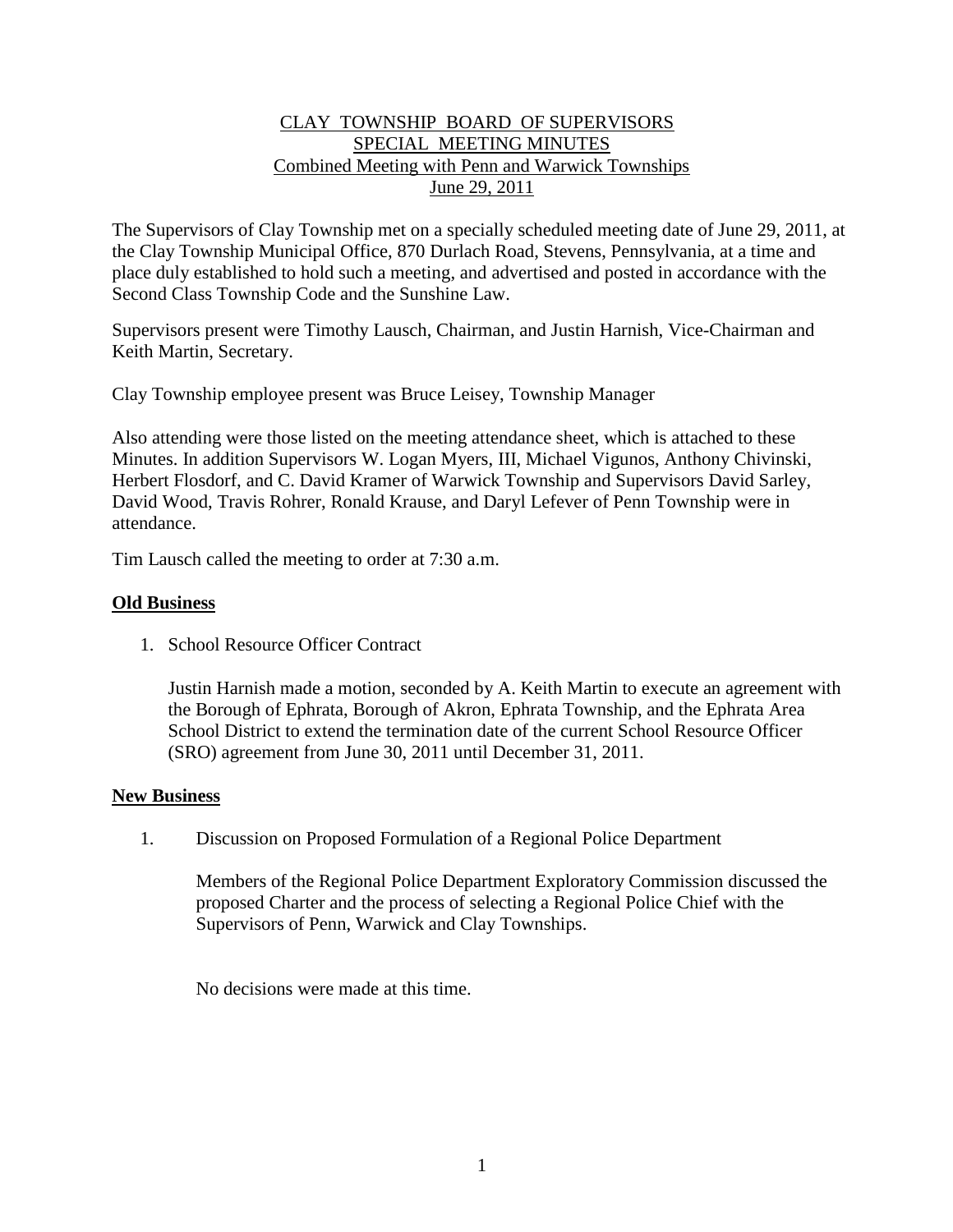# CLAY TOWNSHIP BOARD OF SUPERVISORS
## SPECIAL MEETING MINUTES
### Combined Meeting with Penn and Warwick Townships
### June 29, 2011

The Supervisors of Clay Township met on a specially scheduled meeting date of June 29, 2011, at the Clay Township Municipal Office, 870 Durlach Road, Stevens, Pennsylvania, at a time and place duly established to hold such a meeting, and advertised and posted in accordance with the Second Class Township Code and the Sunshine Law.

Supervisors present were Timothy Lausch, Chairman, and Justin Harnish, Vice-Chairman and Keith Martin, Secretary.

Clay Township employee present was Bruce Leisey, Township Manager

Also attending were those listed on the meeting attendance sheet, which is attached to these Minutes. In addition Supervisors W. Logan Myers, III, Michael Vigunos, Anthony Chivinski, Herbert Flosdorf, and C. David Kramer of Warwick Township and Supervisors David Sarley, David Wood, Travis Rohrer, Ronald Krause, and Daryl Lefever of Penn Township were in attendance.

Tim Lausch called the meeting to order at 7:30 a.m.

**Old Business**

1. School Resource Officer Contract

   Justin Harnish made a motion, seconded by A. Keith Martin to execute an agreement with the Borough of Ephrata, Borough of Akron, Ephrata Township, and the Ephrata Area School District to extend the termination date of the current School Resource Officer (SRO) agreement from June 30, 2011 until December 31, 2011.

**New Business**

1. Discussion on Proposed Formulation of a Regional Police Department

   Members of the Regional Police Department Exploratory Commission discussed the proposed Charter and the process of selecting a Regional Police Chief with the Supervisors of Penn, Warwick and Clay Townships.

   No decisions were made at this time.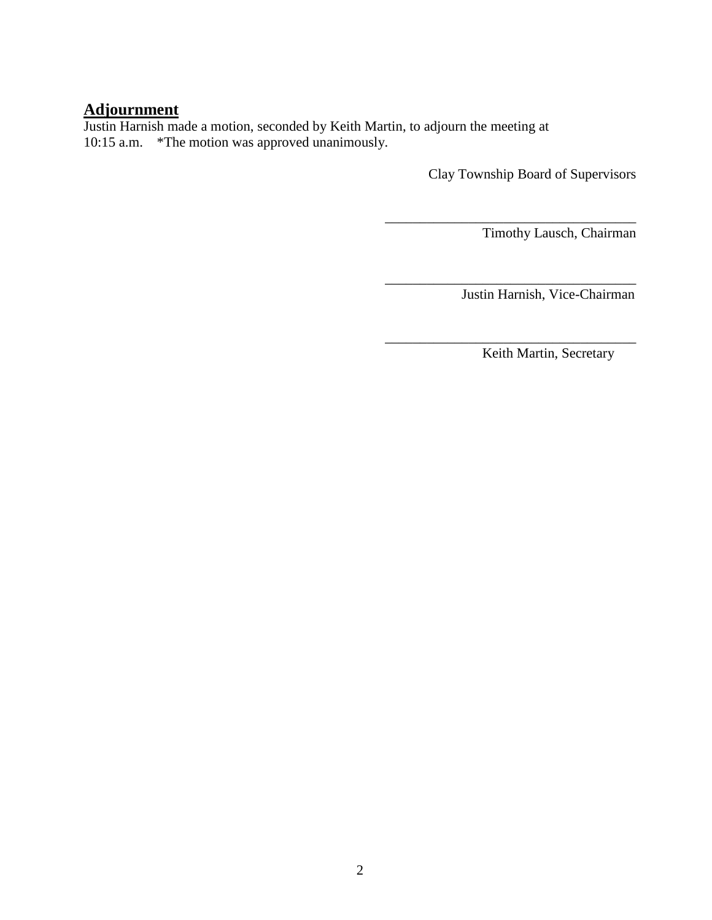## Adjournment

Justin Harnish made a motion, seconded by Keith Martin, to adjourn the meeting at 10:15 a.m. *The motion was approved unanimously.

Clay Township Board of Supervisors

_____________________________________
Timothy Lausch, Chairman

_____________________________________
Justin Harnish, Vice-Chairman

_____________________________________
Keith Martin, Secretary